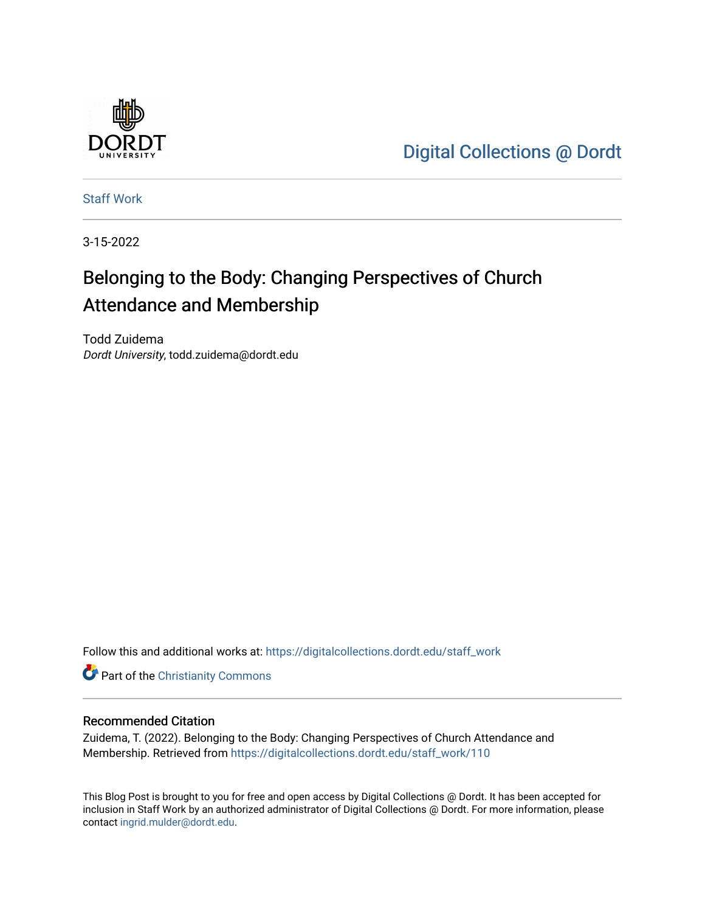Digital Collections @ Dordt

Staff Work

3-15-2022

# Belonging to the Body: Changing Perspectives of Church Attendance and Membership

Todd Zuidema
*Dordt University*, todd.zuidema@dordt.edu

Follow this and additional works at: https://digitalcollections.dordt.edu/staff_work

Part of the Christianity Commons

## Recommended Citation

Zuidema, T. (2022). Belonging to the Body: Changing Perspectives of Church Attendance and Membership. Retrieved from https://digitalcollections.dordt.edu/staff_work/110

This Blog Post is brought to you for free and open access by Digital Collections @ Dordt. It has been accepted for inclusion in Staff Work by an authorized administrator of Digital Collections @ Dordt. For more information, please contact ingrid.mulder@dordt.edu.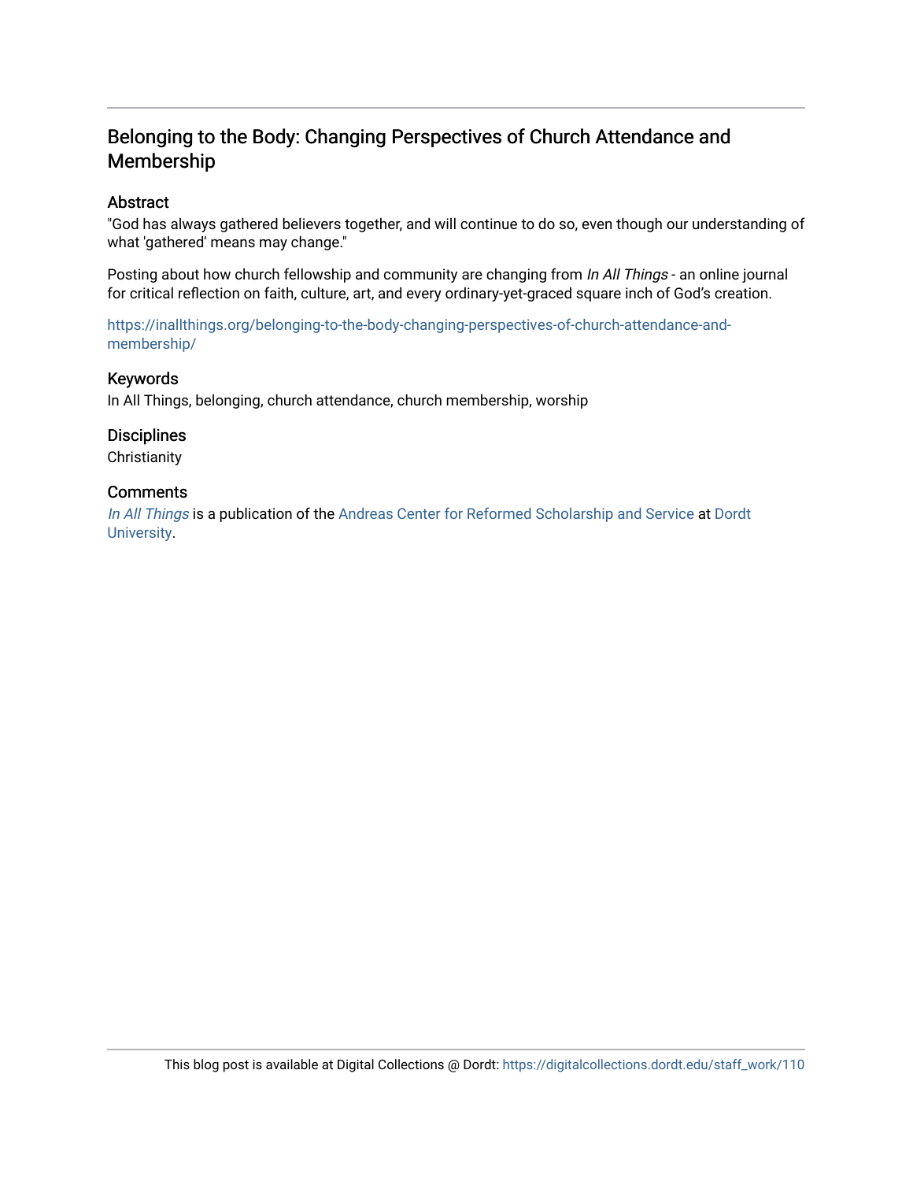# Belonging to the Body: Changing Perspectives of Church Attendance and Membership

## Abstract

"God has always gathered believers together, and will continue to do so, even though our understanding of what 'gathered' means may change."

Posting about how church fellowship and community are changing from *In All Things* - an online journal for critical reflection on faith, culture, art, and every ordinary-yet-graced square inch of God's creation.

https://inallthings.org/belonging-to-the-body-changing-perspectives-of-church-attendance-and-membership/

## Keywords

In All Things, belonging, church attendance, church membership, worship

## Disciplines

Christianity

## Comments

*In All Things* is a publication of the Andreas Center for Reformed Scholarship and Service at Dordt University.

This blog post is available at Digital Collections @ Dordt: https://digitalcollections.dordt.edu/staff_work/110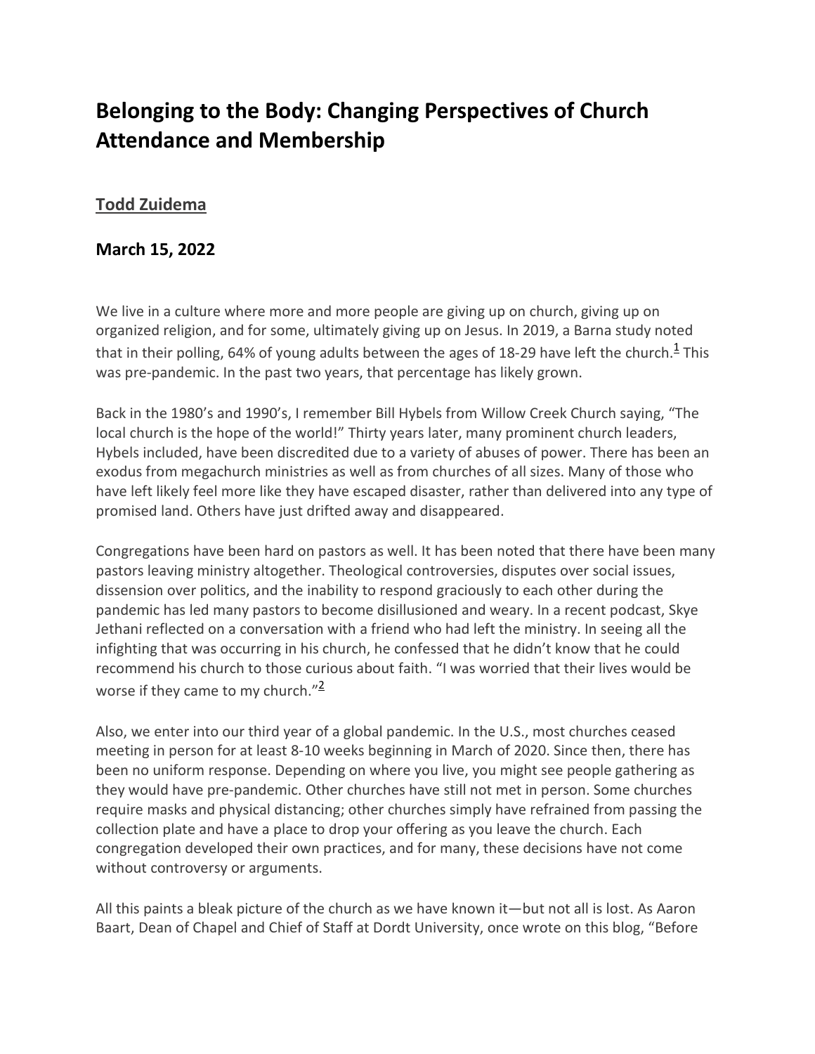# Belonging to the Body: Changing Perspectives of Church Attendance and Membership

### Todd Zuidema

### March 15, 2022

We live in a culture where more and more people are giving up on church, giving up on organized religion, and for some, ultimately giving up on Jesus. In 2019, a Barna study noted that in their polling, 64% of young adults between the ages of 18-29 have left the church.[1] This was pre-pandemic. In the past two years, that percentage has likely grown.

Back in the 1980's and 1990's, I remember Bill Hybels from Willow Creek Church saying, "The local church is the hope of the world!" Thirty years later, many prominent church leaders, Hybels included, have been discredited due to a variety of abuses of power. There has been an exodus from megachurch ministries as well as from churches of all sizes. Many of those who have left likely feel more like they have escaped disaster, rather than delivered into any type of promised land. Others have just drifted away and disappeared.

Congregations have been hard on pastors as well. It has been noted that there have been many pastors leaving ministry altogether. Theological controversies, disputes over social issues, dissension over politics, and the inability to respond graciously to each other during the pandemic has led many pastors to become disillusioned and weary. In a recent podcast, Skye Jethani reflected on a conversation with a friend who had left the ministry. In seeing all the infighting that was occurring in his church, he confessed that he didn't know that he could recommend his church to those curious about faith. "I was worried that their lives would be worse if they came to my church."[2]

Also, we enter into our third year of a global pandemic. In the U.S., most churches ceased meeting in person for at least 8-10 weeks beginning in March of 2020. Since then, there has been no uniform response. Depending on where you live, you might see people gathering as they would have pre-pandemic. Other churches have still not met in person. Some churches require masks and physical distancing; other churches simply have refrained from passing the collection plate and have a place to drop your offering as you leave the church. Each congregation developed their own practices, and for many, these decisions have not come without controversy or arguments.

All this paints a bleak picture of the church as we have known it—but not all is lost. As Aaron Baart, Dean of Chapel and Chief of Staff at Dordt University, once wrote on this blog, "Before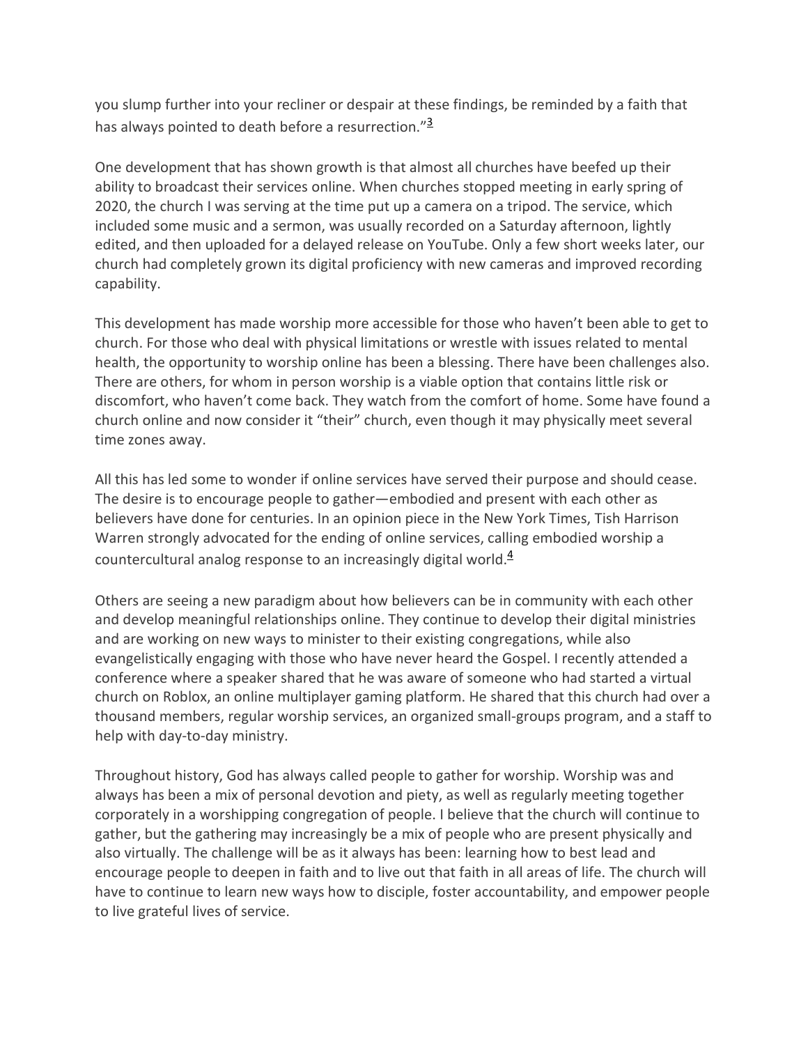you slump further into your recliner or despair at these findings, be reminded by a faith that has always pointed to death before a resurrection."[3]

One development that has shown growth is that almost all churches have beefed up their ability to broadcast their services online. When churches stopped meeting in early spring of 2020, the church I was serving at the time put up a camera on a tripod. The service, which included some music and a sermon, was usually recorded on a Saturday afternoon, lightly edited, and then uploaded for a delayed release on YouTube. Only a few short weeks later, our church had completely grown its digital proficiency with new cameras and improved recording capability.

This development has made worship more accessible for those who haven't been able to get to church. For those who deal with physical limitations or wrestle with issues related to mental health, the opportunity to worship online has been a blessing. There have been challenges also. There are others, for whom in person worship is a viable option that contains little risk or discomfort, who haven't come back. They watch from the comfort of home. Some have found a church online and now consider it "their" church, even though it may physically meet several time zones away.

All this has led some to wonder if online services have served their purpose and should cease. The desire is to encourage people to gather—embodied and present with each other as believers have done for centuries. In an opinion piece in the New York Times, Tish Harrison Warren strongly advocated for the ending of online services, calling embodied worship a countercultural analog response to an increasingly digital world.[4]

Others are seeing a new paradigm about how believers can be in community with each other and develop meaningful relationships online. They continue to develop their digital ministries and are working on new ways to minister to their existing congregations, while also evangelistically engaging with those who have never heard the Gospel. I recently attended a conference where a speaker shared that he was aware of someone who had started a virtual church on Roblox, an online multiplayer gaming platform. He shared that this church had over a thousand members, regular worship services, an organized small-groups program, and a staff to help with day-to-day ministry.

Throughout history, God has always called people to gather for worship. Worship was and always has been a mix of personal devotion and piety, as well as regularly meeting together corporately in a worshipping congregation of people. I believe that the church will continue to gather, but the gathering may increasingly be a mix of people who are present physically and also virtually. The challenge will be as it always has been: learning how to best lead and encourage people to deepen in faith and to live out that faith in all areas of life. The church will have to continue to learn new ways how to disciple, foster accountability, and empower people to live grateful lives of service.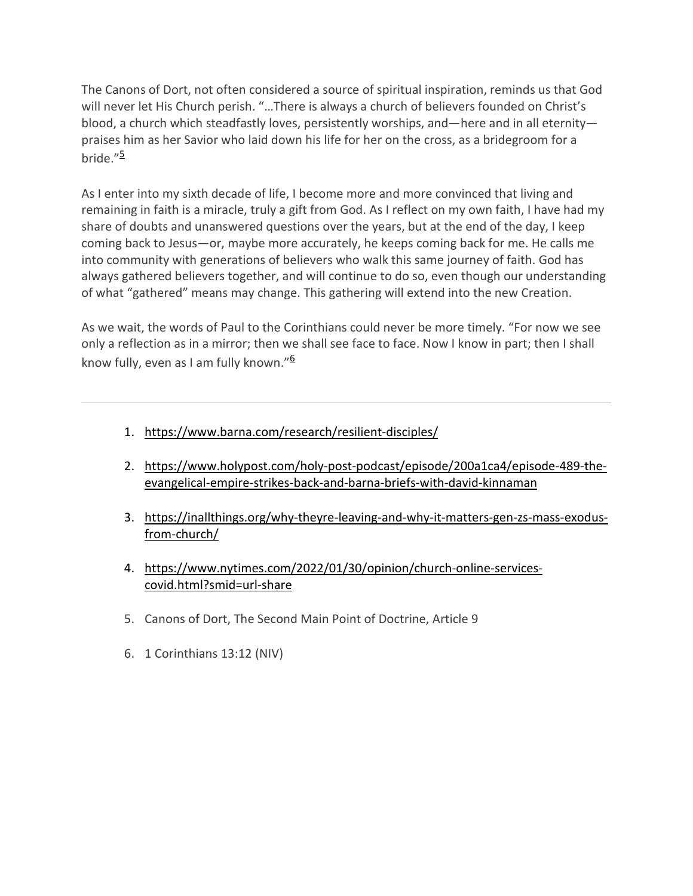The Canons of Dort, not often considered a source of spiritual inspiration, reminds us that God will never let His Church perish. "…There is always a church of believers founded on Christ's blood, a church which steadfastly loves, persistently worships, and—here and in all eternity—praises him as her Savior who laid down his life for her on the cross, as a bridegroom for a bride."[5]

As I enter into my sixth decade of life, I become more and more convinced that living and remaining in faith is a miracle, truly a gift from God. As I reflect on my own faith, I have had my share of doubts and unanswered questions over the years, but at the end of the day, I keep coming back to Jesus—or, maybe more accurately, he keeps coming back for me. He calls me into community with generations of believers who walk this same journey of faith. God has always gathered believers together, and will continue to do so, even though our understanding of what "gathered" means may change. This gathering will extend into the new Creation.

As we wait, the words of Paul to the Corinthians could never be more timely. "For now we see only a reflection as in a mirror; then we shall see face to face. Now I know in part; then I shall know fully, even as I am fully known."[6]

---

1. https://www.barna.com/research/resilient-disciples/
2. https://www.holypost.com/holy-post-podcast/episode/200a1ca4/episode-489-the-evangelical-empire-strikes-back-and-barna-briefs-with-david-kinnaman
3. https://inallthings.org/why-theyre-leaving-and-why-it-matters-gen-zs-mass-exodus-from-church/
4. https://www.nytimes.com/2022/01/30/opinion/church-online-services-covid.html?smid=url-share
5. Canons of Dort, The Second Main Point of Doctrine, Article 9
6. 1 Corinthians 13:12 (NIV)